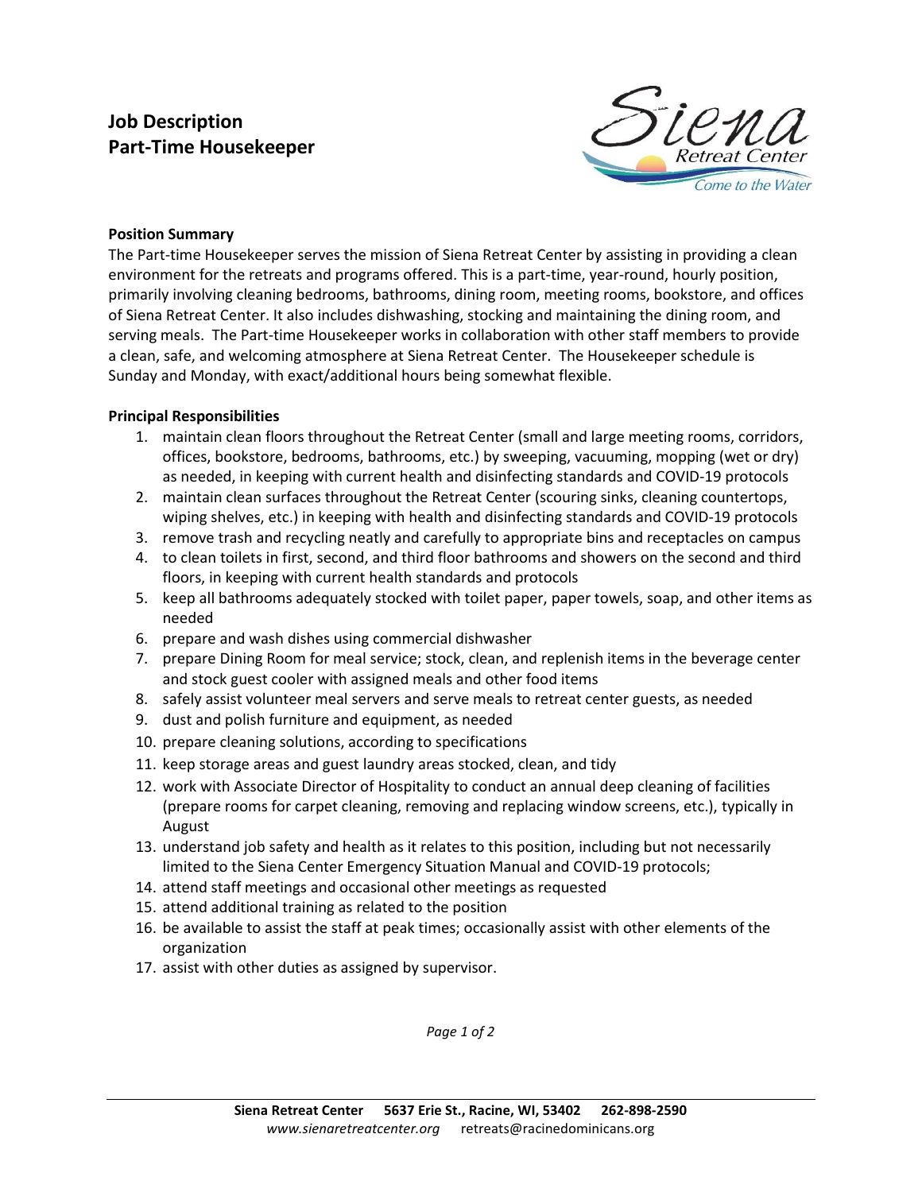# Job Description
# Part-Time Housekeeper

**Position Summary**

The Part-time Housekeeper serves the mission of Siena Retreat Center by assisting in providing a clean environment for the retreats and programs offered. This is a part-time, year-round, hourly position, primarily involving cleaning bedrooms, bathrooms, dining room, meeting rooms, bookstore, and offices of Siena Retreat Center. It also includes dishwashing, stocking and maintaining the dining room, and serving meals. The Part-time Housekeeper works in collaboration with other staff members to provide a clean, safe, and welcoming atmosphere at Siena Retreat Center. The Housekeeper schedule is Sunday and Monday, with exact/additional hours being somewhat flexible.

**Principal Responsibilities**

1. maintain clean floors throughout the Retreat Center (small and large meeting rooms, corridors, offices, bookstore, bedrooms, bathrooms, etc.) by sweeping, vacuuming, mopping (wet or dry) as needed, in keeping with current health and disinfecting standards and COVID-19 protocols
2. maintain clean surfaces throughout the Retreat Center (scouring sinks, cleaning countertops, wiping shelves, etc.) in keeping with health and disinfecting standards and COVID-19 protocols
3. remove trash and recycling neatly and carefully to appropriate bins and receptacles on campus
4. to clean toilets in first, second, and third floor bathrooms and showers on the second and third floors, in keeping with current health standards and protocols
5. keep all bathrooms adequately stocked with toilet paper, paper towels, soap, and other items as needed
6. prepare and wash dishes using commercial dishwasher
7. prepare Dining Room for meal service; stock, clean, and replenish items in the beverage center and stock guest cooler with assigned meals and other food items
8. safely assist volunteer meal servers and serve meals to retreat center guests, as needed
9. dust and polish furniture and equipment, as needed
10. prepare cleaning solutions, according to specifications
11. keep storage areas and guest laundry areas stocked, clean, and tidy
12. work with Associate Director of Hospitality to conduct an annual deep cleaning of facilities (prepare rooms for carpet cleaning, removing and replacing window screens, etc.), typically in August
13. understand job safety and health as it relates to this position, including but not necessarily limited to the Siena Center Emergency Situation Manual and COVID-19 protocols;
14. attend staff meetings and occasional other meetings as requested
15. attend additional training as related to the position
16. be available to assist the staff at peak times; occasionally assist with other elements of the organization
17. assist with other duties as assigned by supervisor.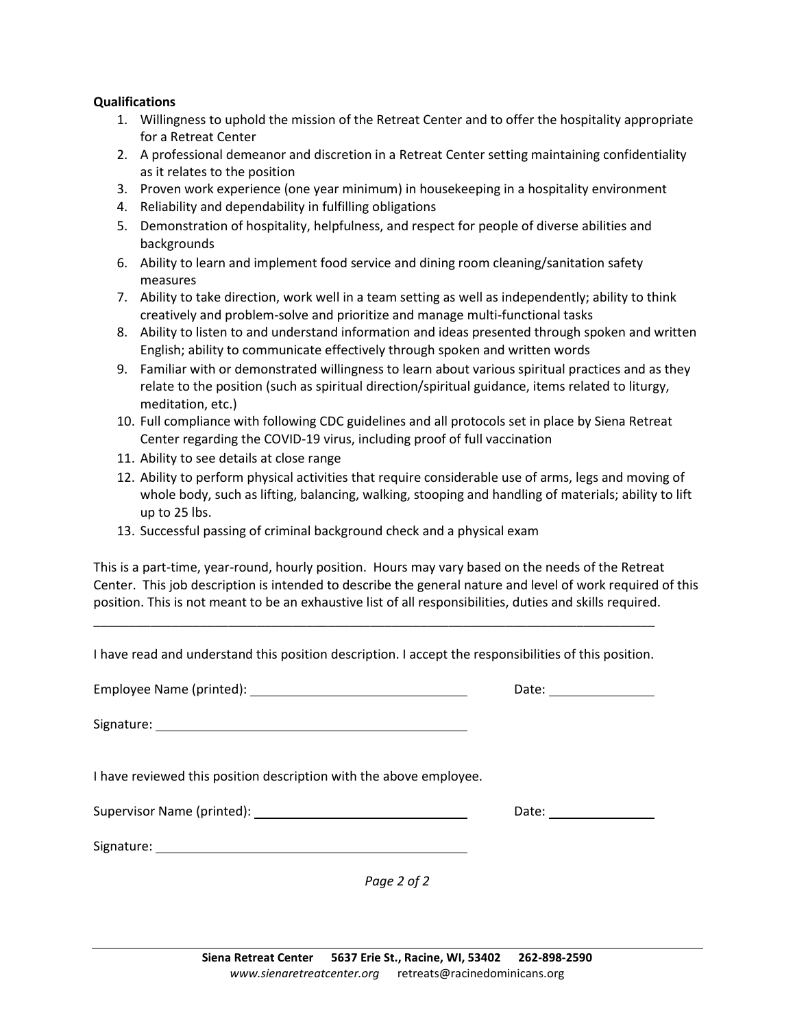**Qualifications**

1. Willingness to uphold the mission of the Retreat Center and to offer the hospitality appropriate for a Retreat Center
2. A professional demeanor and discretion in a Retreat Center setting maintaining confidentiality as it relates to the position
3. Proven work experience (one year minimum) in housekeeping in a hospitality environment
4. Reliability and dependability in fulfilling obligations
5. Demonstration of hospitality, helpfulness, and respect for people of diverse abilities and backgrounds
6. Ability to learn and implement food service and dining room cleaning/sanitation safety measures
7. Ability to take direction, work well in a team setting as well as independently; ability to think creatively and problem-solve and prioritize and manage multi-functional tasks
8. Ability to listen to and understand information and ideas presented through spoken and written English; ability to communicate effectively through spoken and written words
9. Familiar with or demonstrated willingness to learn about various spiritual practices and as they relate to the position (such as spiritual direction/spiritual guidance, items related to liturgy, meditation, etc.)
10. Full compliance with following CDC guidelines and all protocols set in place by Siena Retreat Center regarding the COVID-19 virus, including proof of full vaccination
11. Ability to see details at close range
12. Ability to perform physical activities that require considerable use of arms, legs and moving of whole body, such as lifting, balancing, walking, stooping and handling of materials; ability to lift up to 25 lbs.
13. Successful passing of criminal background check and a physical exam

This is a part-time, year-round, hourly position. Hours may vary based on the needs of the Retreat Center. This job description is intended to describe the general nature and level of work required of this position. This is not meant to be an exhaustive list of all responsibilities, duties and skills required.

---

I have read and understand this position description. I accept the responsibilities of this position.

Employee Name (printed): ______________________________ Date: ______________

Signature: ______________________________________________

I have reviewed this position description with the above employee.

Supervisor Name (printed): ______________________________ Date: ______________

Signature: ______________________________________________

**Siena Retreat Center** **5637 Erie St., Racine, WI, 53402** **262-898-2590**
*www.sienaretreatcenter.org* retreats@racinedominicans.org